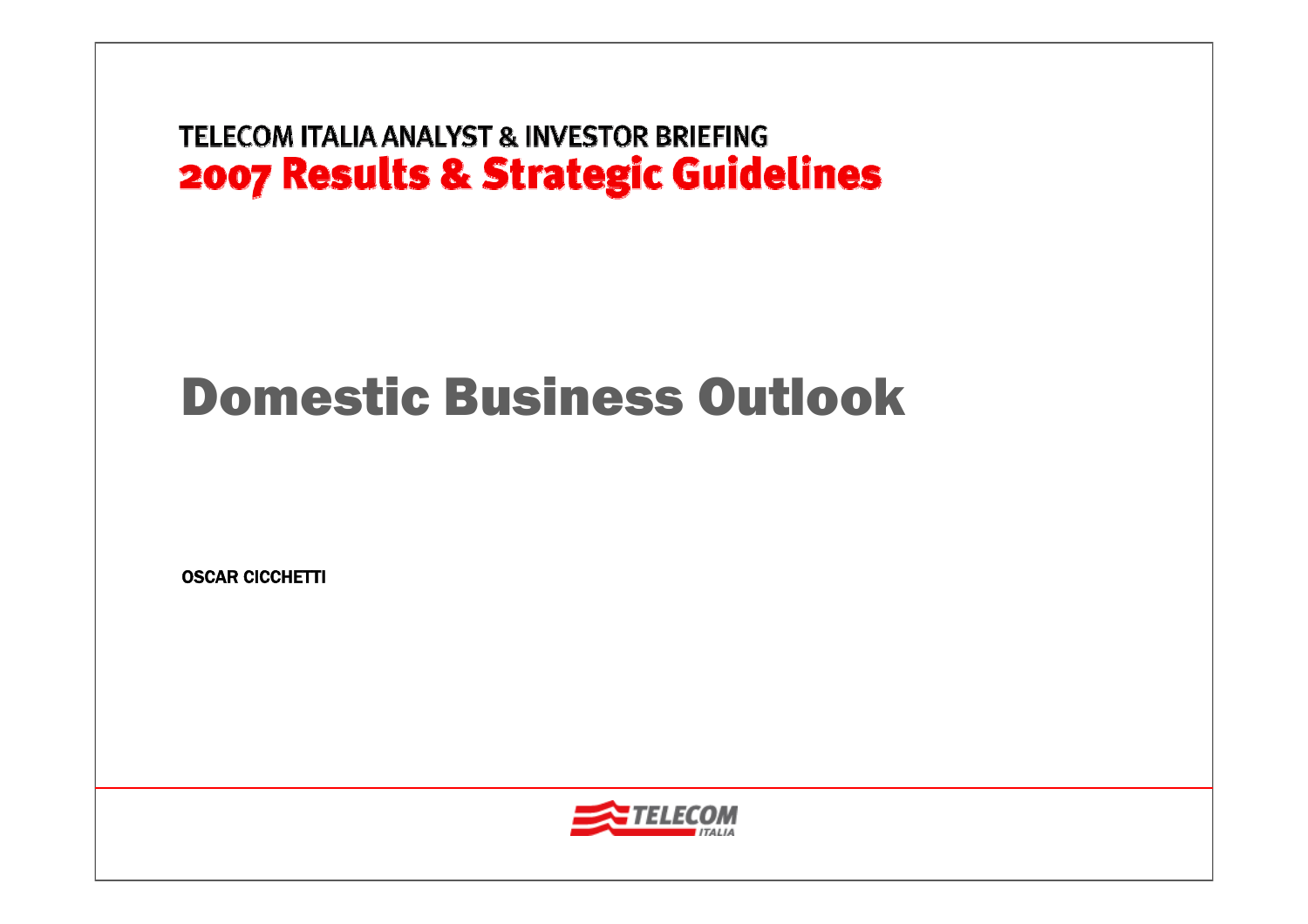TELECOM ITALIA ANALYST & INVESTOR BRIEFING

**2007 Results & Strategic Guidelines**

# Domestic Business Outlook

OSCAR CICCHETTI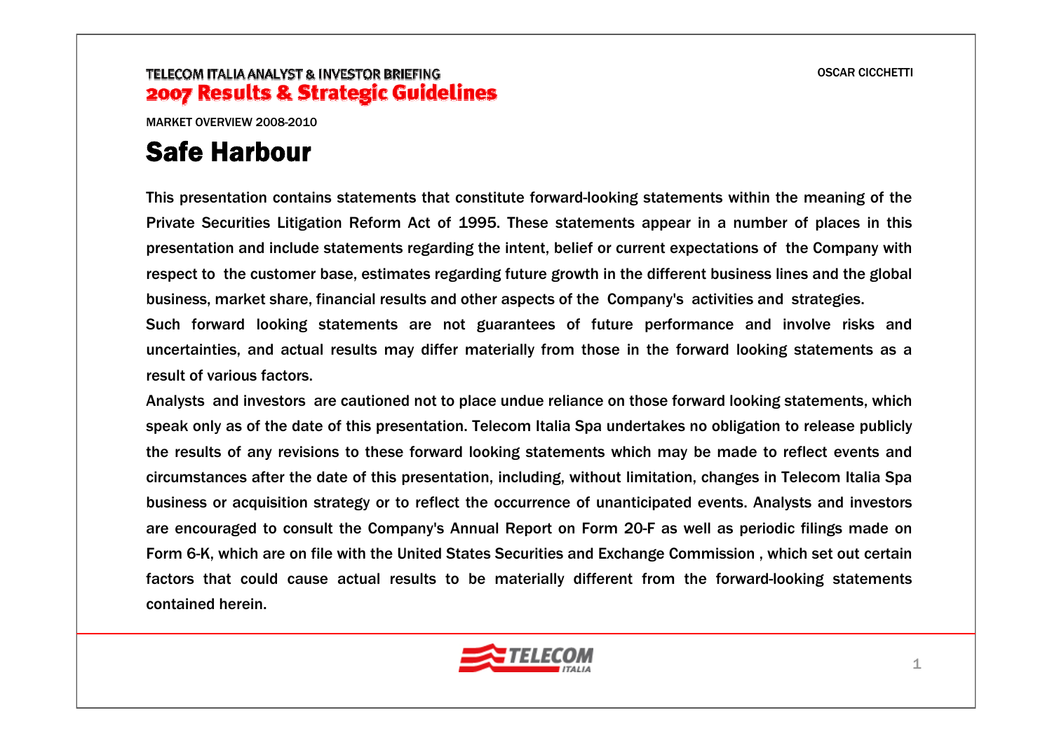TELECOM ITALIA ANALYST & INVESTOR BRIEFING

**2007 Results & Strategic Guidelines**

MARKET OVERVIEW 2008-2010

# Safe Harbour

This presentation contains statements that constitute forward-looking statements within the meaning of the Private Securities Litigation Reform Act of 1995. These statements appear in a number of places in this presentation and include statements regarding the intent, belief or current expectations of the Company with respect to the customer base, estimates regarding future growth in the different business lines and the global business, market share, financial results and other aspects of the Company's activities and strategies.

Such forward looking statements are not guarantees of future performance and involve risks and uncertainties, and actual results may differ materially from those in the forward looking statements as a result of various factors.

Analysts and investors are cautioned not to place undue reliance on those forward looking statements, which speak only as of the date of this presentation. Telecom Italia Spa undertakes no obligation to release publicly the results of any revisions to these forward looking statements which may be made to reflect events and circumstances after the date of this presentation, including, without limitation, changes in Telecom Italia Spa business or acquisition strategy or to reflect the occurrence of unanticipated events. Analysts and investors are encouraged to consult the Company's Annual Report on Form 20-F as well as periodic filings made on Form 6-K, which are on file with the United States Securities and Exchange Commission , which set out certain factors that could cause actual results to be materially different from the forward-looking statements contained herein.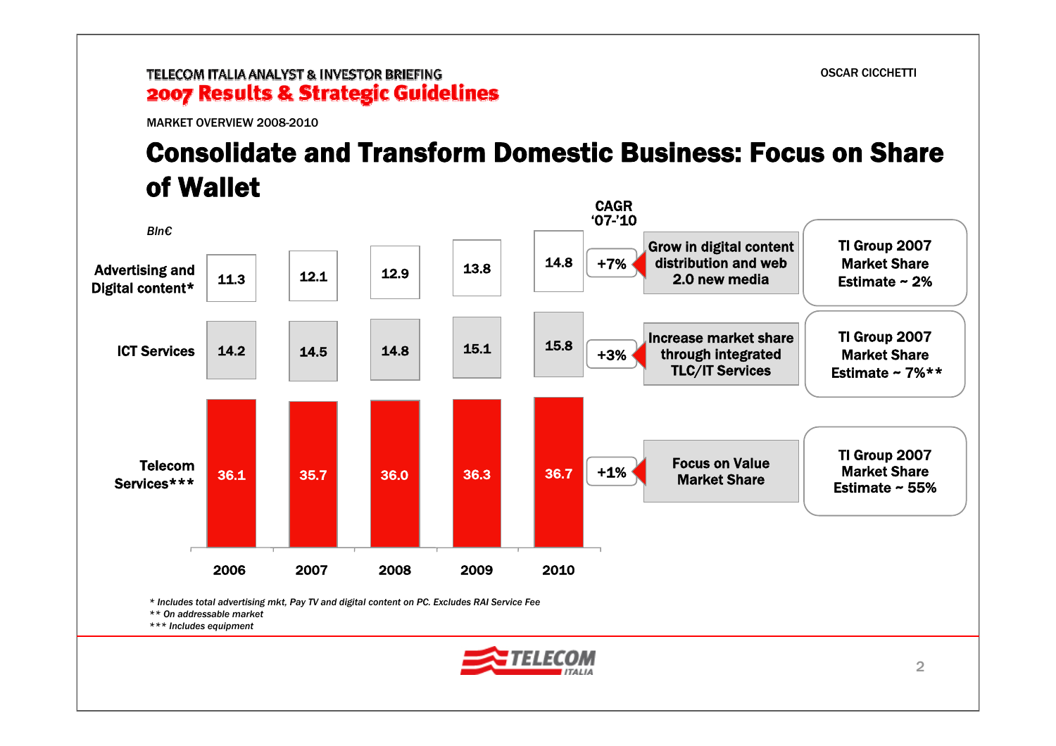MARKET OVERVIEW 2008-2010

# Consolidate and Transform Domestic Business: Focus on Share of Wallet

*Bln€*

| | 2006 | 2007 | 2008 | 2009 | 2010 | CAGR '07-'10 | | |
|---|---|---|---|---|---|---|---|---|
| Advertising and Digital content* | 11.3 | 12.1 | 12.9 | 13.8 | 14.8 | +7% | Grow in digital content distribution and web 2.0 new media | TI Group 2007 Market Share Estimate ~ 2% |
| ICT Services | 14.2 | 14.5 | 14.8 | 15.1 | 15.8 | +3% | Increase market share through integrated TLC/IT Services | TI Group 2007 Market Share Estimate ~ 7%** |
| Telecom Services*** | 36.1 | 35.7 | 36.0 | 36.3 | 36.7 | +1% | Focus on Value Market Share | TI Group 2007 Market Share Estimate ~ 55% |

*\* Includes total advertising mkt, Pay TV and digital content on PC. Excludes RAI Service Fee*

*\*\* On addressable market*

*\*\*\* Includes equipment*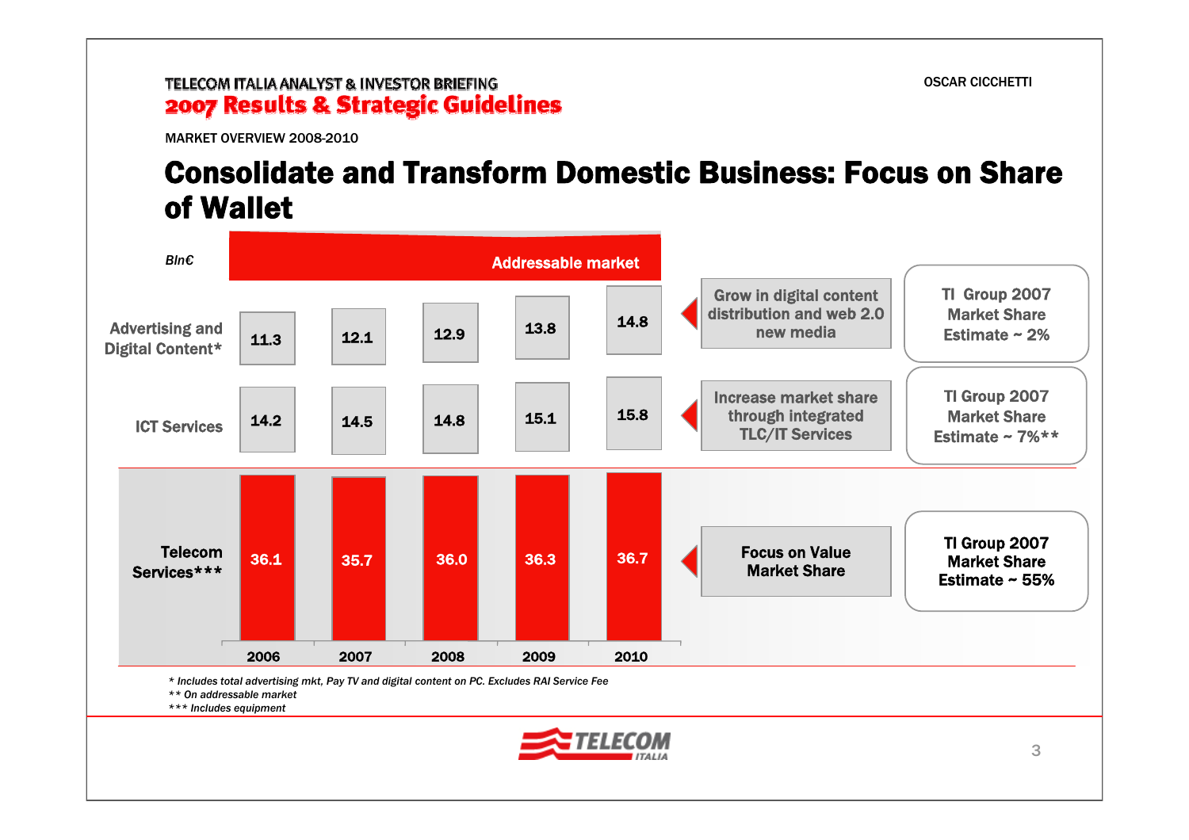MARKET OVERVIEW 2008-2010

# Consolidate and Transform Domestic Business: Focus on Share of Wallet

Bln€ — Addressable market

| | 2006 | 2007 | 2008 | 2009 | 2010 | Strategy | TI Group 2007 Market Share |
|---|---|---|---|---|---|---|---|
| Advertising and Digital Content* | 11.3 | 12.1 | 12.9 | 13.8 | 14.8 | Grow in digital content distribution and web 2.0 new media | TI Group 2007 Market Share Estimate ~ 2% |
| ICT Services | 14.2 | 14.5 | 14.8 | 15.1 | 15.8 | Increase market share through integrated TLC/IT Services | TI Group 2007 Market Share Estimate ~ 7%** |
| Telecom Services*** | 36.1 | 35.7 | 36.0 | 36.3 | 36.7 | Focus on Value Market Share | TI Group 2007 Market Share Estimate ~ 55% |

*\* Includes total advertising mkt, Pay TV and digital content on PC. Excludes RAI Service Fee*

*\*\* On addressable market*

*\*\*\* Includes equipment*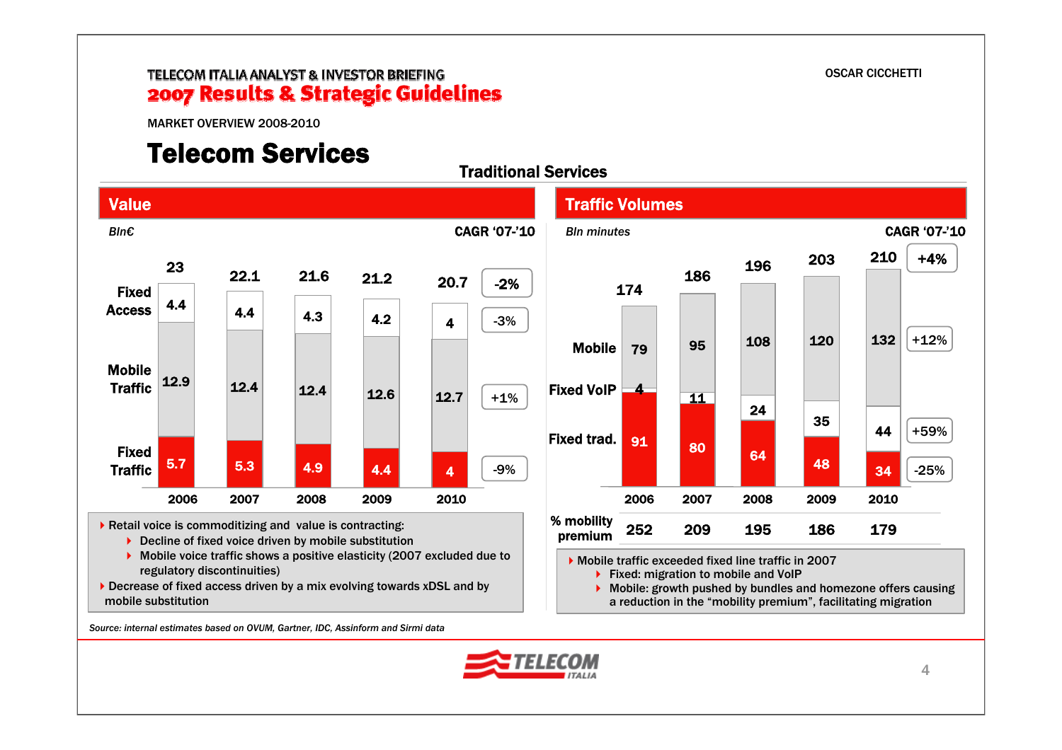MARKET OVERVIEW 2008-2010

# Telecom Services

## Traditional Services

### Value

*Bln€*

| | 2006 | 2007 | 2008 | 2009 | 2010 | CAGR '07-'10 |
|---|---|---|---|---|---|---|
| Total | 23 | 22.1 | 21.6 | 21.2 | 20.7 | -2% |
| Fixed Access | 4.4 | 4.4 | 4.3 | 4.2 | 4 | -3% |
| Mobile Traffic | 12.9 | 12.4 | 12.4 | 12.6 | 12.7 | +1% |
| Fixed Traffic | 5.7 | 5.3 | 4.9 | 4.4 | 4 | -9% |

- Retail voice is commoditizing and value is contracting:
  - Decline of fixed voice driven by mobile substitution
  - Mobile voice traffic shows a positive elasticity (2007 excluded due to regulatory discontinuities)
- Decrease of fixed access driven by a mix evolving towards xDSL and by mobile substitution

### Traffic Volumes

*Bln minutes*

| | 2006 | 2007 | 2008 | 2009 | 2010 | CAGR '07-'10 |
|---|---|---|---|---|---|---|
| Total | 174 | 186 | 196 | 203 | 210 | +4% |
| Mobile | 79 | 95 | 108 | 120 | 132 | +12% |
| Fixed VoIP | 4 | 11 | 24 | 35 | 44 | +59% |
| Fixed trad. | 91 | 80 | 64 | 48 | 34 | -25% |
| % mobility premium | 252 | 209 | 195 | 186 | 179 | |

- Mobile traffic exceeded fixed line traffic in 2007
  - Fixed: migration to mobile and VoIP
  - Mobile: growth pushed by bundles and homezone offers causing a reduction in the "mobility premium", facilitating migration

*Source: internal estimates based on OVUM, Gartner, IDC, Assinform and Sirmi data*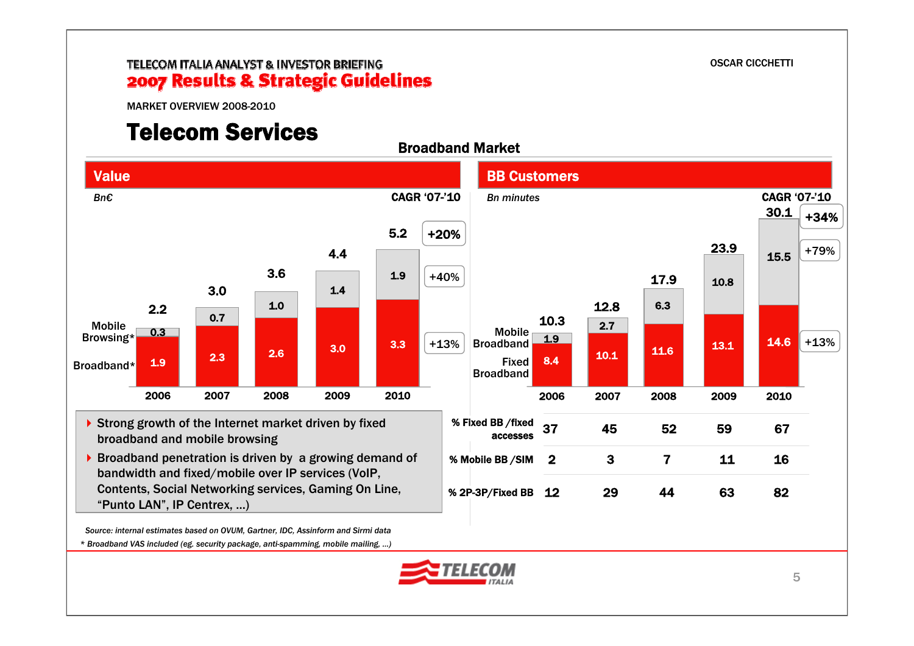MARKET OVERVIEW 2008-2010

# Telecom Services

## Broadband Market

### Value

Bn€

| | 2006 | 2007 | 2008 | 2009 | 2010 | CAGR '07-'10 |
|---|---|---|---|---|---|---|
| Mobile Browsing* | 0.3 | 0.7 | 1.0 | 1.4 | 1.9 | +40% |
| Broadband* | 1.9 | 2.3 | 2.6 | 3.0 | 3.3 | +13% |
| Total | 2.2 | 3.0 | 3.6 | 4.4 | 5.2 | +20% |

### BB Customers

Bn minutes

| | 2006 | 2007 | 2008 | 2009 | 2010 | CAGR '07-'10 |
|---|---|---|---|---|---|---|
| Mobile Broadband | 1.9 | 2.7 | 6.3 | 10.8 | 15.5 | +79% |
| Fixed Broadband | 8.4 | 10.1 | 11.6 | 13.1 | 14.6 | +13% |
| Total | 10.3 | 12.8 | 17.9 | 23.9 | 30.1 | +34% |
| % Fixed BB /fixed accesses | 37 | 45 | 52 | 59 | 67 | |
| % Mobile BB /SIM | 2 | 3 | 7 | 11 | 16 | |
| % 2P-3P/Fixed BB | 12 | 29 | 44 | 63 | 82 | |

- Strong growth of the Internet market driven by fixed broadband and mobile browsing
- Broadband penetration is driven by a growing demand of bandwidth and fixed/mobile over IP services (VoIP, Contents, Social Networking services, Gaming On Line, "Punto LAN", IP Centrex, ...)

*Source: internal estimates based on OVUM, Gartner, IDC, Assinform and Sirmi data*

*\* Broadband VAS included (eg. security package, anti-spamming, mobile mailing, ...)*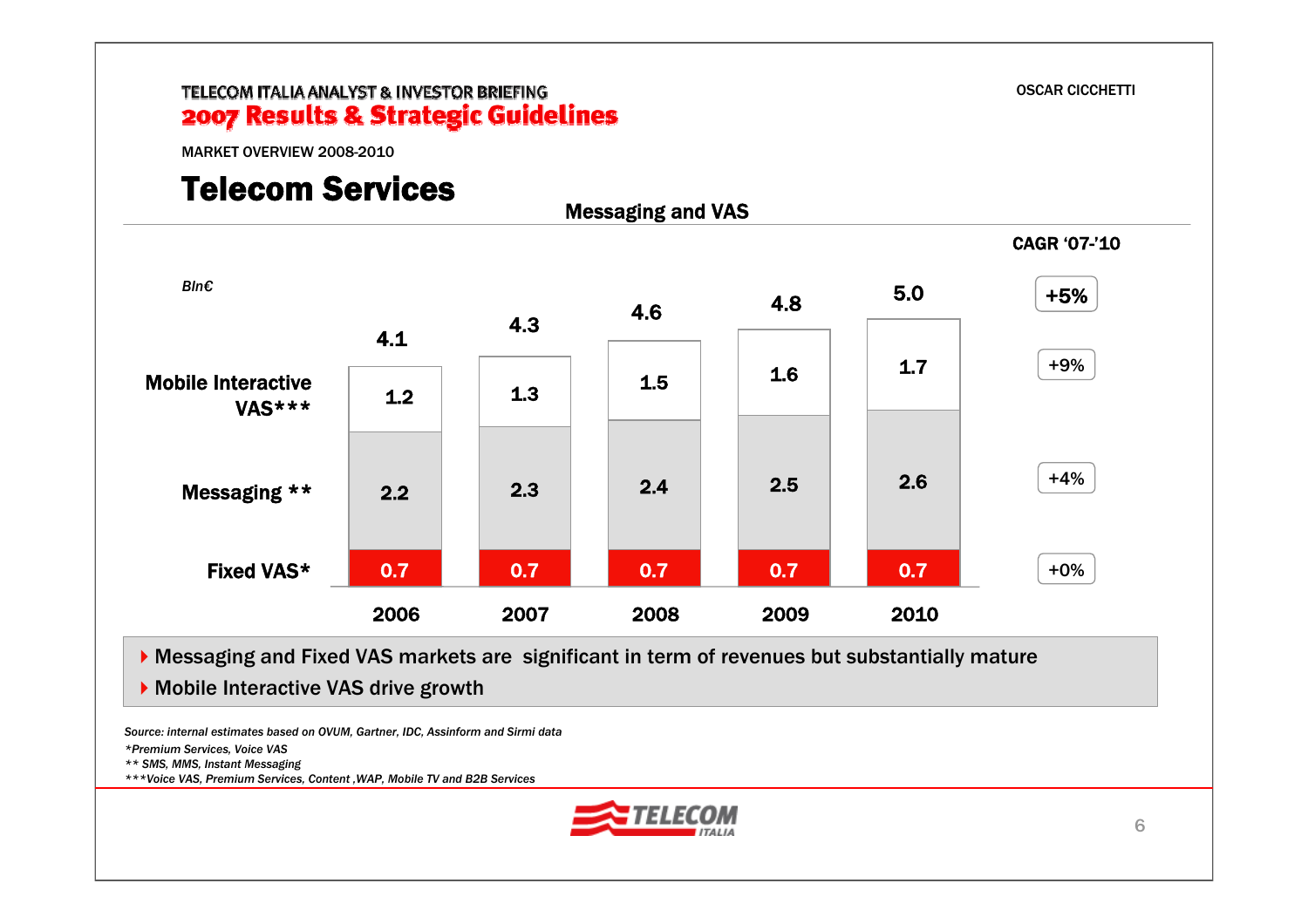TELECOM ITALIA ANALYST & INVESTOR BRIEFING
**2007 Results & Strategic Guidelines**

OSCAR CICCHETTI

MARKET OVERVIEW 2008-2010

# Telecom Services

## Messaging and VAS

*Bln€*

| | 2006 | 2007 | 2008 | 2009 | 2010 | CAGR '07-'10 |
|---|---|---|---|---|---|---|
| Mobile Interactive VAS*** | 1.2 | 1.3 | 1.5 | 1.6 | 1.7 | +9% |
| Messaging ** | 2.2 | 2.3 | 2.4 | 2.5 | 2.6 | +4% |
| Fixed VAS* | 0.7 | 0.7 | 0.7 | 0.7 | 0.7 | +0% |
| Total | 4.1 | 4.3 | 4.6 | 4.8 | 5.0 | +5% |

- Messaging and Fixed VAS markets are significant in term of revenues but substantially mature
- Mobile Interactive VAS drive growth

*Source: internal estimates based on OVUM, Gartner, IDC, Assinform and Sirmi data*

*\*Premium Services, Voice VAS*

*\*\* SMS, MMS, Instant Messaging*

*\*\*\*Voice VAS, Premium Services, Content ,WAP, Mobile TV and B2B Services*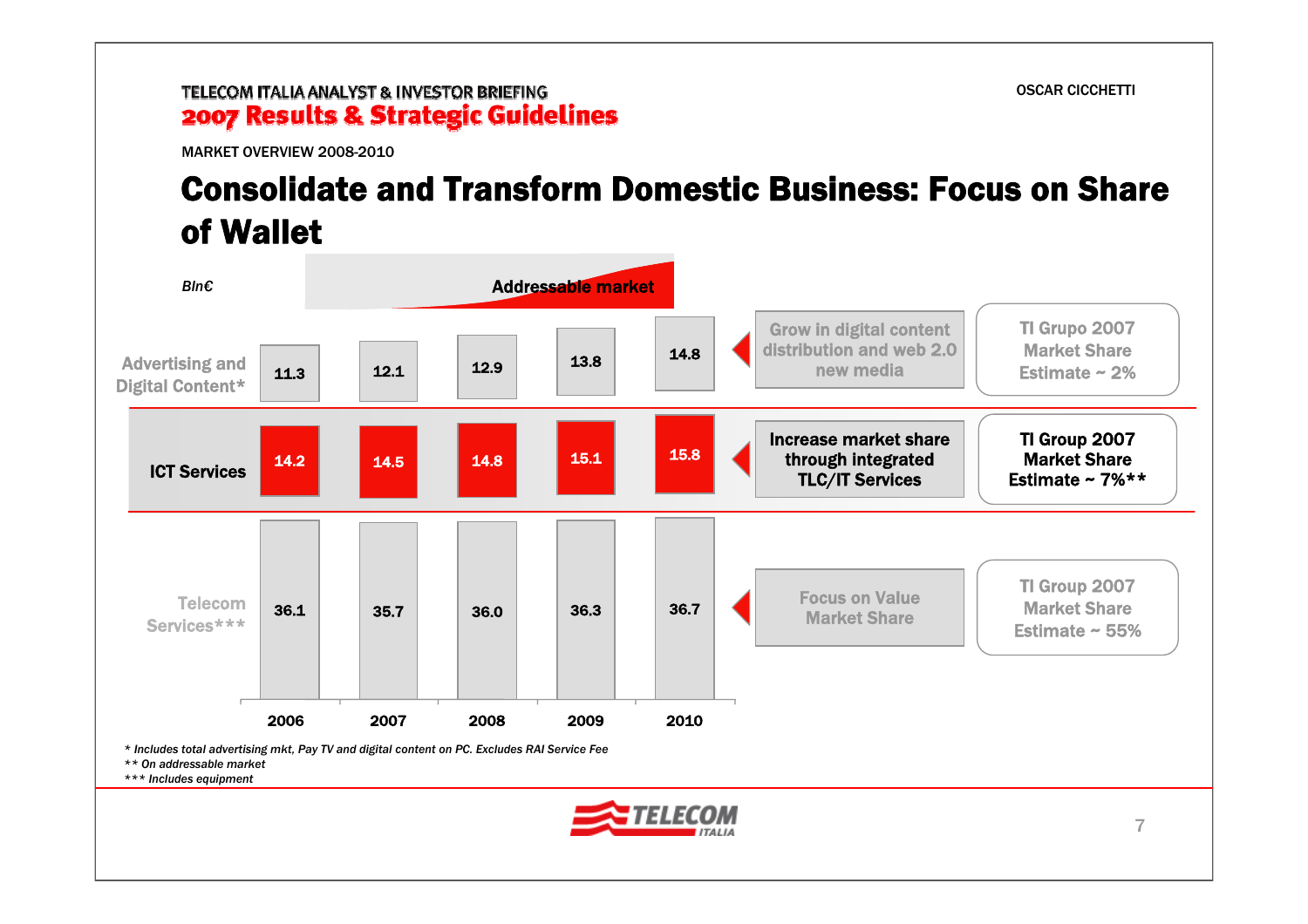MARKET OVERVIEW 2008-2010

# Consolidate and Transform Domestic Business: Focus on Share of Wallet

*Bln€*

**Addressable market**

| | 2006 | 2007 | 2008 | 2009 | 2010 | | |
|---|---|---|---|---|---|---|---|
| Advertising and Digital Content* | 11.3 | 12.1 | 12.9 | 13.8 | 14.8 | Grow in digital content distribution and web 2.0 new media | TI Grupo 2007 Market Share Estimate ~ 2% |
| **ICT Services** | 14.2 | 14.5 | 14.8 | 15.1 | 15.8 | **Increase market share through integrated TLC/IT Services** | **TI Group 2007 Market Share Estimate ~ 7%**** |
| Telecom Services*** | 36.1 | 35.7 | 36.0 | 36.3 | 36.7 | Focus on Value Market Share | TI Group 2007 Market Share Estimate ~ 55% |

*\* Includes total advertising mkt, Pay TV and digital content on PC. Excludes RAI Service Fee*

*\*\* On addressable market*

*\*\*\* Includes equipment*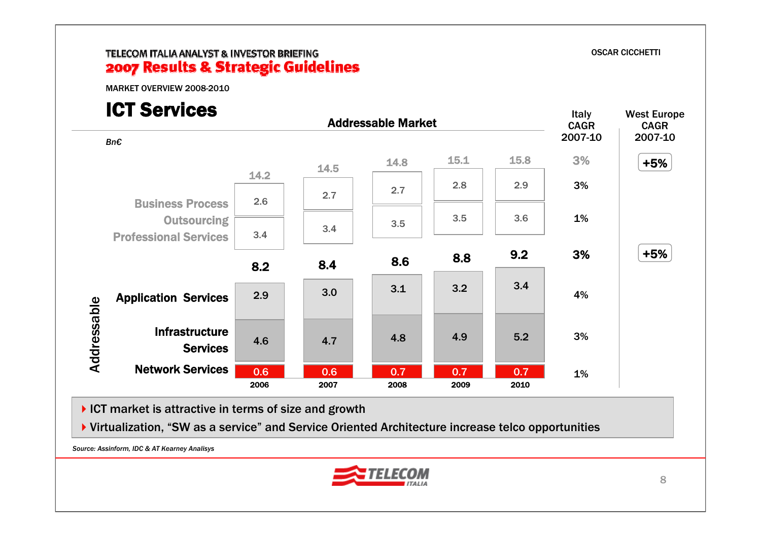MARKET OVERVIEW 2008-2010

# ICT Services

**Addressable Market**

*Bn€*

| | 2006 | 2007 | 2008 | 2009 | 2010 | Italy CAGR 2007-10 | West Europe CAGR 2007-10 |
|---|---|---|---|---|---|---|---|
| **Total** | 14.2 | 14.5 | 14.8 | 15.1 | 15.8 | 3% | +5% |
| Business Process Outsourcing | 2.6 | 2.7 | 2.7 | 2.8 | 2.9 | 3% | |
| Professional Services | 3.4 | 3.4 | 3.5 | 3.5 | 3.6 | 1% | |
| **Addressable** | **8.2** | **8.4** | **8.6** | **8.8** | **9.2** | **3%** | **+5%** |
| Application Services | 2.9 | 3.0 | 3.1 | 3.2 | 3.4 | 4% | |
| Infrastructure Services | 4.6 | 4.7 | 4.8 | 4.9 | 5.2 | 3% | |
| Network Services | 0.6 | 0.6 | 0.7 | 0.7 | 0.7 | 1% | |

- ICT market is attractive in terms of size and growth
- Virtualization, “SW as a service” and Service Oriented Architecture increase telco opportunities

*Source: Assinform, IDC & AT Kearney Analisys*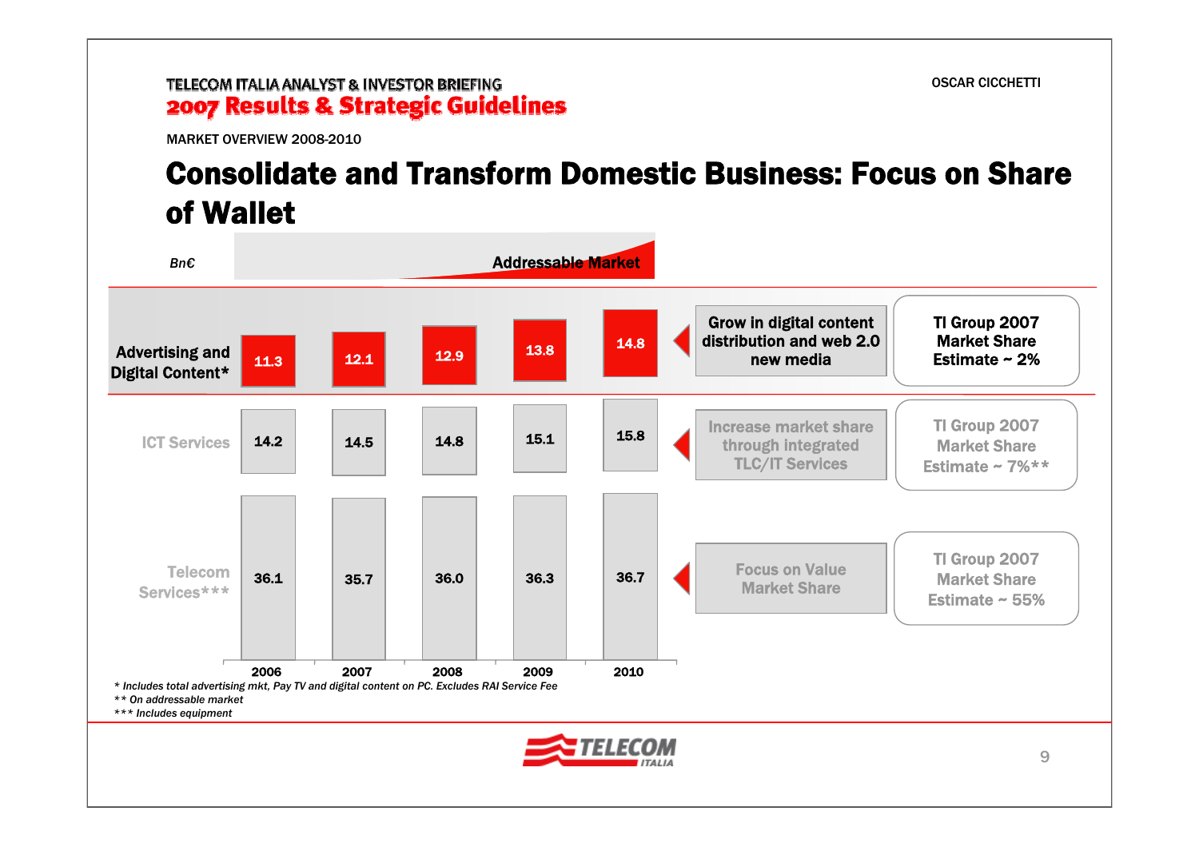MARKET OVERVIEW 2008-2010

# Consolidate and Transform Domestic Business: Focus on Share of Wallet

Addressable Market

| Bn€ | 2006 | 2007 | 2008 | 2009 | 2010 | Strategy | TI Group 2007 Market Share |
|---|---|---|---|---|---|---|---|
| Advertising and Digital Content* | 11.3 | 12.1 | 12.9 | 13.8 | 14.8 | Grow in digital content distribution and web 2.0 new media | TI Group 2007 Market Share Estimate ~ 2% |
| ICT Services | 14.2 | 14.5 | 14.8 | 15.1 | 15.8 | Increase market share through integrated TLC/IT Services | TI Group 2007 Market Share Estimate ~ 7%** |
| Telecom Services*** | 36.1 | 35.7 | 36.0 | 36.3 | 36.7 | Focus on Value Market Share | TI Group 2007 Market Share Estimate ~ 55% |

*\* Includes total advertising mkt, Pay TV and digital content on PC. Excludes RAI Service Fee*

*\*\* On addressable market*

*\*\*\* Includes equipment*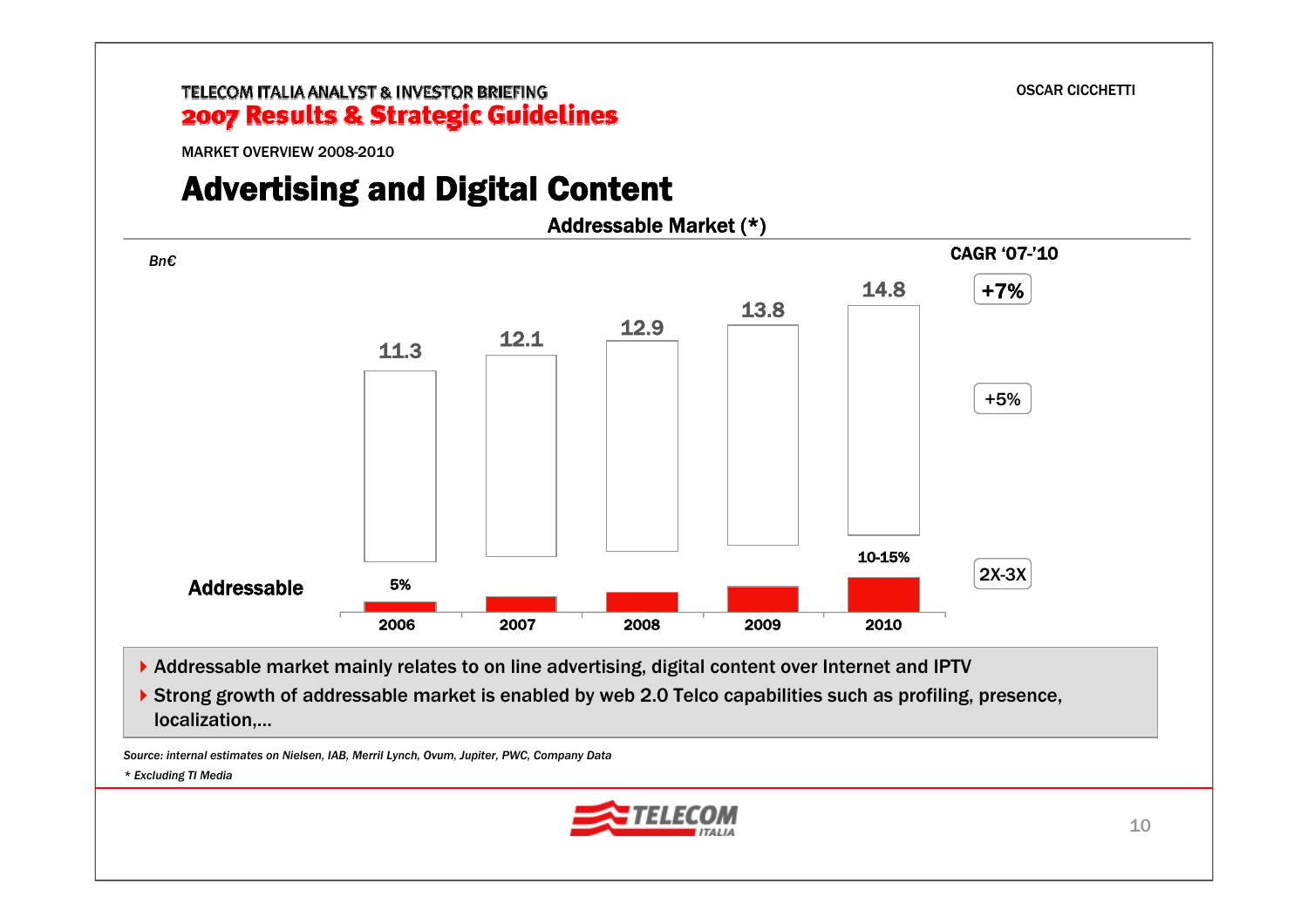TELECOM ITALIA ANALYST & INVESTOR BRIEFING
**2007 Results & Strategic Guidelines**

OSCAR CICCHETTI

MARKET OVERVIEW 2008-2010

# Advertising and Digital Content

**Addressable Market (*)**

*Bn€*

CAGR '07-'10

11.3
12.1
12.9
13.8
14.8

+7%

+5%

Addressable

5%

10-15%

2X-3X

2006
2007
2008
2009
2010

- Addressable market mainly relates to on line advertising, digital content over Internet and IPTV
- Strong growth of addressable market is enabled by web 2.0 Telco capabilities such as profiling, presence, localization,…

*Source: internal estimates on Nielsen, IAB, Merril Lynch, Ovum, Jupiter, PWC, Company Data*

*\* Excluding TI Media*